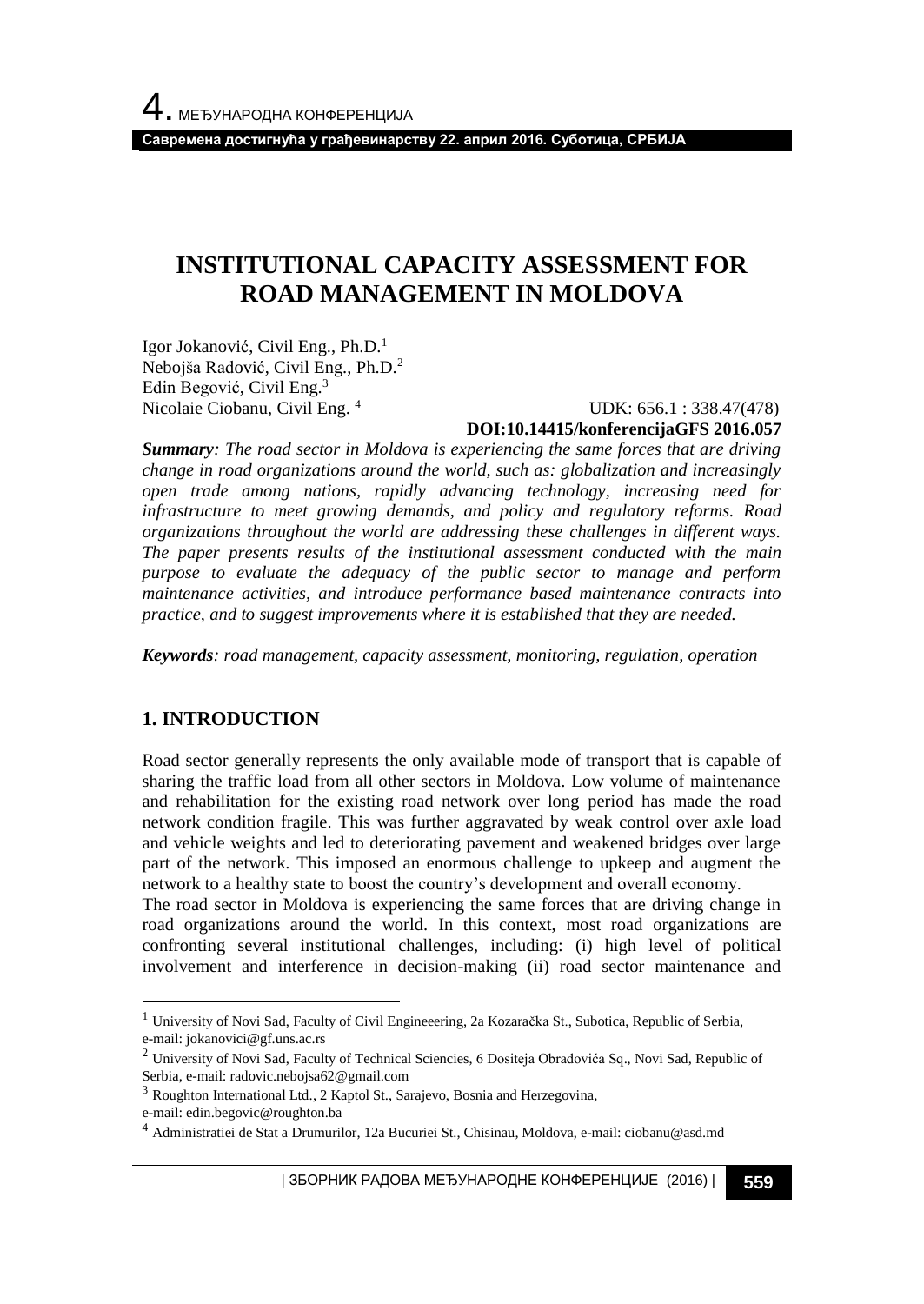# INSTITUTIONAL CAPACITY ASSESSMENT FOR ROAD MANAGEMENT IN MOLDOVA

Igor Jokanović, Civil Eng., Ph.D.[1]
Nebojša Radović, Civil Eng., Ph.D.[2]
Edin Begović, Civil Eng.[3]
Nicolaie Ciobanu, Civil Eng. [4]

UDK: 656.1 : 338.47(478)
**DOI:10.14415/konferencijaGFS 2016.057**

***Summary****: The road sector in Moldova is experiencing the same forces that are driving change in road organizations around the world, such as: globalization and increasingly open trade among nations, rapidly advancing technology, increasing need for infrastructure to meet growing demands, and policy and regulatory reforms. Road organizations throughout the world are addressing these challenges in different ways. The paper presents results of the institutional assessment conducted with the main purpose to evaluate the adequacy of the public sector to manage and perform maintenance activities, and introduce performance based maintenance contracts into practice, and to suggest improvements where it is established that they are needed.*

***Keywords****: road management, capacity assessment, monitoring, regulation, operation*

## 1. INTRODUCTION

Road sector generally represents the only available mode of transport that is capable of sharing the traffic load from all other sectors in Moldova. Low volume of maintenance and rehabilitation for the existing road network over long period has made the road network condition fragile. This was further aggravated by weak control over axle load and vehicle weights and led to deteriorating pavement and weakened bridges over large part of the network. This imposed an enormous challenge to upkeep and augment the network to a healthy state to boost the country's development and overall economy.
The road sector in Moldova is experiencing the same forces that are driving change in road organizations around the world. In this context, most road organizations are confronting several institutional challenges, including: (i) high level of political involvement and interference in decision-making (ii) road sector maintenance and

---

[1] University of Novi Sad, Faculty of Civil Engineeering, 2a Kozaračka St., Subotica, Republic of Serbia, e-mail: jokanovici@gf.uns.ac.rs

[2] University of Novi Sad, Faculty of Technical Sciencies, 6 Dositeja Obradovića Sq., Novi Sad, Republic of Serbia, e-mail: radovic.nebojsa62@gmail.com

[3] Roughton International Ltd., 2 Kaptol St., Sarajevo, Bosnia and Herzegovina, e-mail: edin.begovic@roughton.ba

[4] Administratiei de Stat a Drumurilor, 12a Bucuriei St., Chisinau, Moldova, e-mail: ciobanu@asd.md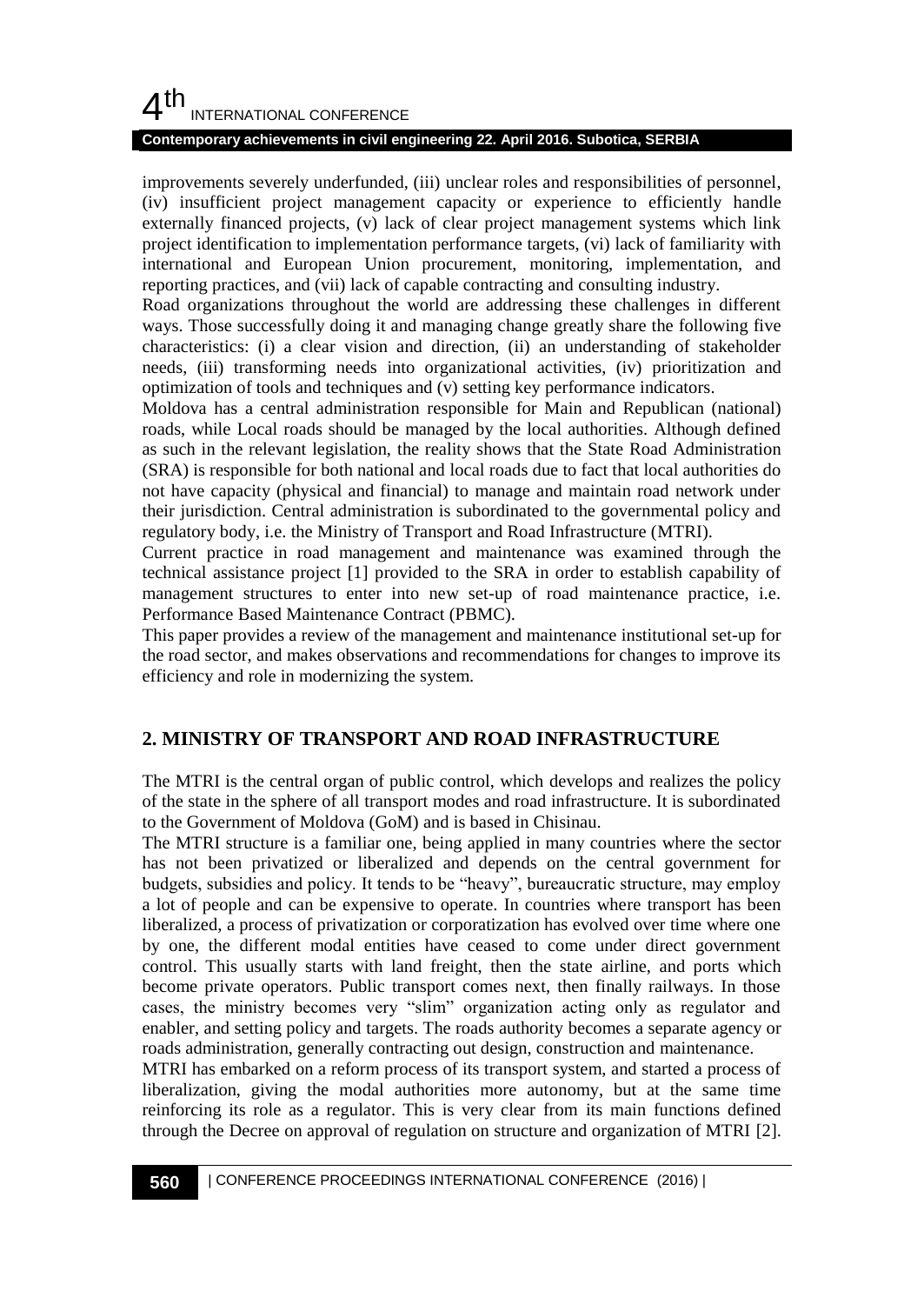improvements severely underfunded, (iii) unclear roles and responsibilities of personnel, (iv) insufficient project management capacity or experience to efficiently handle externally financed projects, (v) lack of clear project management systems which link project identification to implementation performance targets, (vi) lack of familiarity with international and European Union procurement, monitoring, implementation, and reporting practices, and (vii) lack of capable contracting and consulting industry.

Road organizations throughout the world are addressing these challenges in different ways. Those successfully doing it and managing change greatly share the following five characteristics: (i) a clear vision and direction, (ii) an understanding of stakeholder needs, (iii) transforming needs into organizational activities, (iv) prioritization and optimization of tools and techniques and (v) setting key performance indicators.

Moldova has a central administration responsible for Main and Republican (national) roads, while Local roads should be managed by the local authorities. Although defined as such in the relevant legislation, the reality shows that the State Road Administration (SRA) is responsible for both national and local roads due to fact that local authorities do not have capacity (physical and financial) to manage and maintain road network under their jurisdiction. Central administration is subordinated to the governmental policy and regulatory body, i.e. the Ministry of Transport and Road Infrastructure (MTRI).

Current practice in road management and maintenance was examined through the technical assistance project [1] provided to the SRA in order to establish capability of management structures to enter into new set-up of road maintenance practice, i.e. Performance Based Maintenance Contract (PBMC).

This paper provides a review of the management and maintenance institutional set-up for the road sector, and makes observations and recommendations for changes to improve its efficiency and role in modernizing the system.

## 2. MINISTRY OF TRANSPORT AND ROAD INFRASTRUCTURE

The MTRI is the central organ of public control, which develops and realizes the policy of the state in the sphere of all transport modes and road infrastructure. It is subordinated to the Government of Moldova (GoM) and is based in Chisinau.

The MTRI structure is a familiar one, being applied in many countries where the sector has not been privatized or liberalized and depends on the central government for budgets, subsidies and policy. It tends to be "heavy", bureaucratic structure, may employ a lot of people and can be expensive to operate. In countries where transport has been liberalized, a process of privatization or corporatization has evolved over time where one by one, the different modal entities have ceased to come under direct government control. This usually starts with land freight, then the state airline, and ports which become private operators. Public transport comes next, then finally railways. In those cases, the ministry becomes very "slim" organization acting only as regulator and enabler, and setting policy and targets. The roads authority becomes a separate agency or roads administration, generally contracting out design, construction and maintenance.

MTRI has embarked on a reform process of its transport system, and started a process of liberalization, giving the modal authorities more autonomy, but at the same time reinforcing its role as a regulator. This is very clear from its main functions defined through the Decree on approval of regulation on structure and organization of MTRI [2].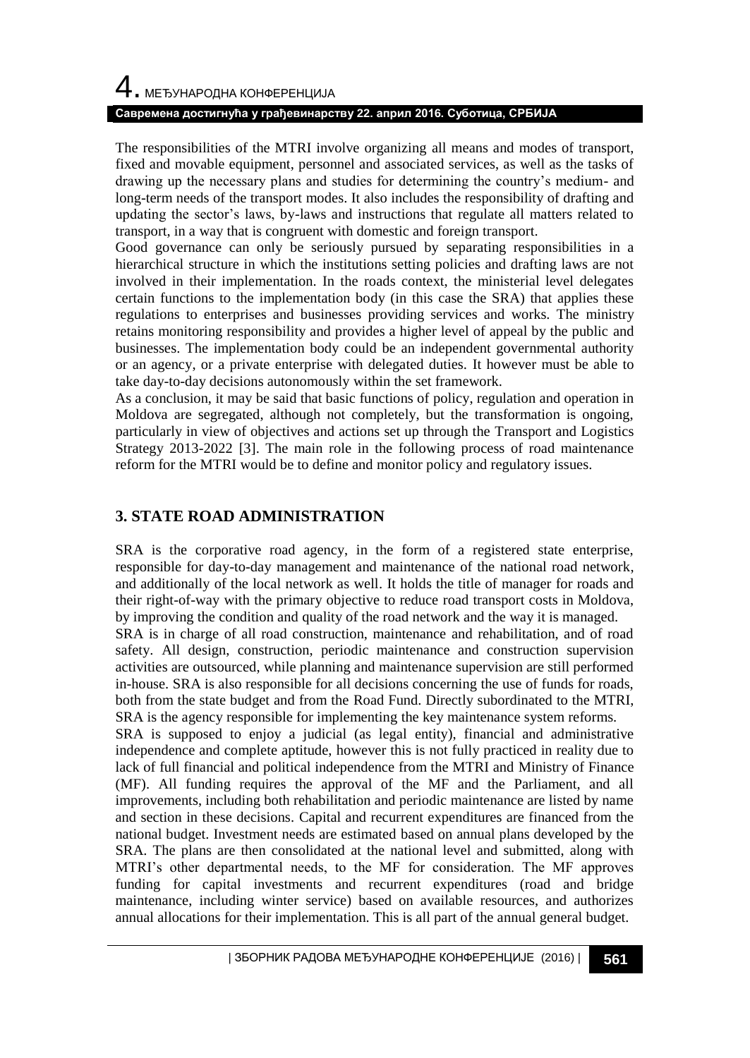The responsibilities of the MTRI involve organizing all means and modes of transport, fixed and movable equipment, personnel and associated services, as well as the tasks of drawing up the necessary plans and studies for determining the country's medium- and long-term needs of the transport modes. It also includes the responsibility of drafting and updating the sector's laws, by-laws and instructions that regulate all matters related to transport, in a way that is congruent with domestic and foreign transport.

Good governance can only be seriously pursued by separating responsibilities in a hierarchical structure in which the institutions setting policies and drafting laws are not involved in their implementation. In the roads context, the ministerial level delegates certain functions to the implementation body (in this case the SRA) that applies these regulations to enterprises and businesses providing services and works. The ministry retains monitoring responsibility and provides a higher level of appeal by the public and businesses. The implementation body could be an independent governmental authority or an agency, or a private enterprise with delegated duties. It however must be able to take day-to-day decisions autonomously within the set framework.

As a conclusion, it may be said that basic functions of policy, regulation and operation in Moldova are segregated, although not completely, but the transformation is ongoing, particularly in view of objectives and actions set up through the Transport and Logistics Strategy 2013-2022 [3]. The main role in the following process of road maintenance reform for the MTRI would be to define and monitor policy and regulatory issues.

## 3. STATE ROAD ADMINISTRATION

SRA is the corporative road agency, in the form of a registered state enterprise, responsible for day-to-day management and maintenance of the national road network, and additionally of the local network as well. It holds the title of manager for roads and their right-of-way with the primary objective to reduce road transport costs in Moldova, by improving the condition and quality of the road network and the way it is managed.

SRA is in charge of all road construction, maintenance and rehabilitation, and of road safety. All design, construction, periodic maintenance and construction supervision activities are outsourced, while planning and maintenance supervision are still performed in-house. SRA is also responsible for all decisions concerning the use of funds for roads, both from the state budget and from the Road Fund. Directly subordinated to the MTRI, SRA is the agency responsible for implementing the key maintenance system reforms.

SRA is supposed to enjoy a judicial (as legal entity), financial and administrative independence and complete aptitude, however this is not fully practiced in reality due to lack of full financial and political independence from the MTRI and Ministry of Finance (MF). All funding requires the approval of the MF and the Parliament, and all improvements, including both rehabilitation and periodic maintenance are listed by name and section in these decisions. Capital and recurrent expenditures are financed from the national budget. Investment needs are estimated based on annual plans developed by the SRA. The plans are then consolidated at the national level and submitted, along with MTRI's other departmental needs, to the MF for consideration. The MF approves funding for capital investments and recurrent expenditures (road and bridge maintenance, including winter service) based on available resources, and authorizes annual allocations for their implementation. This is all part of the annual general budget.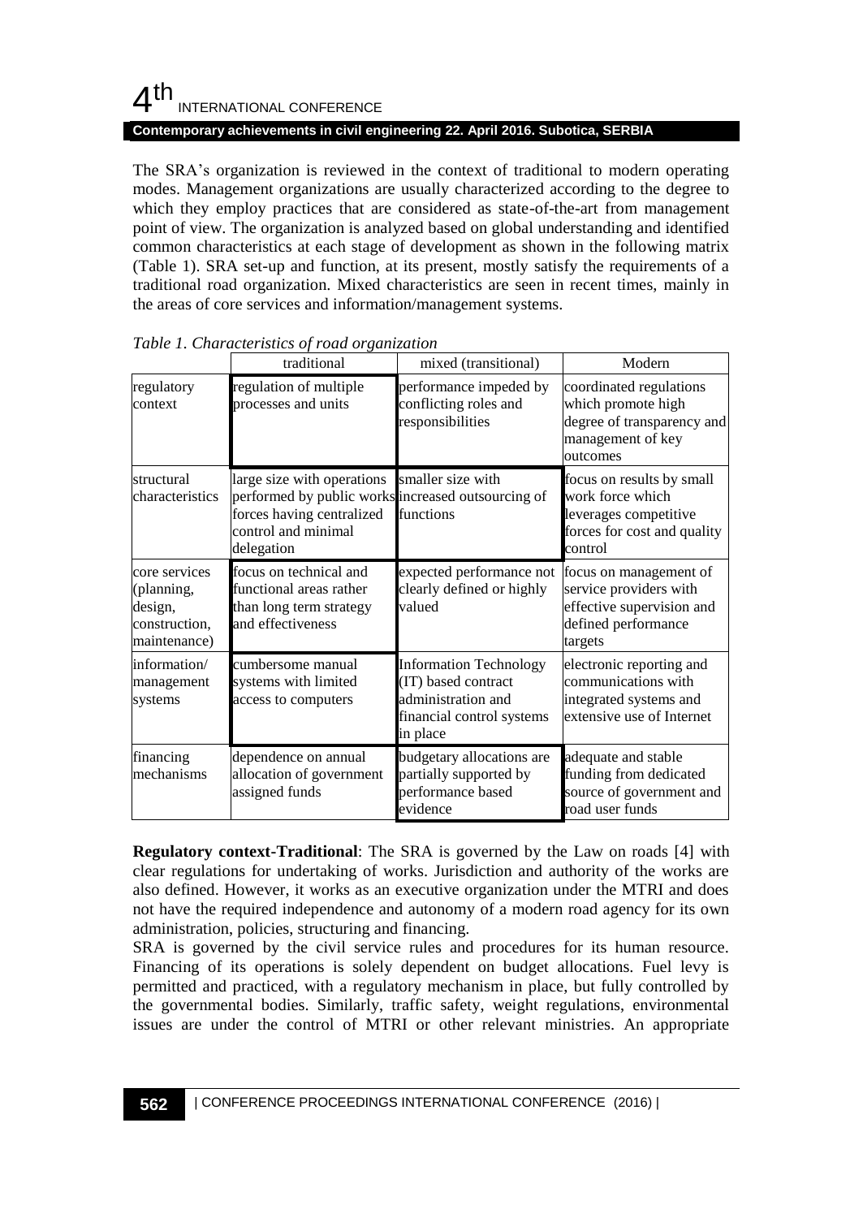The SRA's organization is reviewed in the context of traditional to modern operating modes. Management organizations are usually characterized according to the degree to which they employ practices that are considered as state-of-the-art from management point of view. The organization is analyzed based on global understanding and identified common characteristics at each stage of development as shown in the following matrix (Table 1). SRA set-up and function, at its present, mostly satisfy the requirements of a traditional road organization. Mixed characteristics are seen in recent times, mainly in the areas of core services and information/management systems.

*Table 1. Characteristics of road organization*

| | traditional | mixed (transitional) | Modern |
|---|---|---|---|
| regulatory context | regulation of multiple processes and units | performance impeded by conflicting roles and responsibilities | coordinated regulations which promote high degree of transparency and management of key outcomes |
| structural characteristics | large size with operations performed by public works forces having centralized control and minimal delegation | smaller size with increased outsourcing of functions | focus on results by small work force which leverages competitive forces for cost and quality control |
| core services (planning, design, construction, maintenance) | focus on technical and functional areas rather than long term strategy and effectiveness | expected performance not clearly defined or highly valued | focus on management of service providers with effective supervision and defined performance targets |
| information/ management systems | cumbersome manual systems with limited access to computers | Information Technology (IT) based contract administration and financial control systems in place | electronic reporting and communications with integrated systems and extensive use of Internet |
| financing mechanisms | dependence on annual allocation of government assigned funds | budgetary allocations are partially supported by performance based evidence | adequate and stable funding from dedicated source of government and road user funds |

**Regulatory context-Traditional**: The SRA is governed by the Law on roads [4] with clear regulations for undertaking of works. Jurisdiction and authority of the works are also defined. However, it works as an executive organization under the MTRI and does not have the required independence and autonomy of a modern road agency for its own administration, policies, structuring and financing.

SRA is governed by the civil service rules and procedures for its human resource. Financing of its operations is solely dependent on budget allocations. Fuel levy is permitted and practiced, with a regulatory mechanism in place, but fully controlled by the governmental bodies. Similarly, traffic safety, weight regulations, environmental issues are under the control of MTRI or other relevant ministries. An appropriate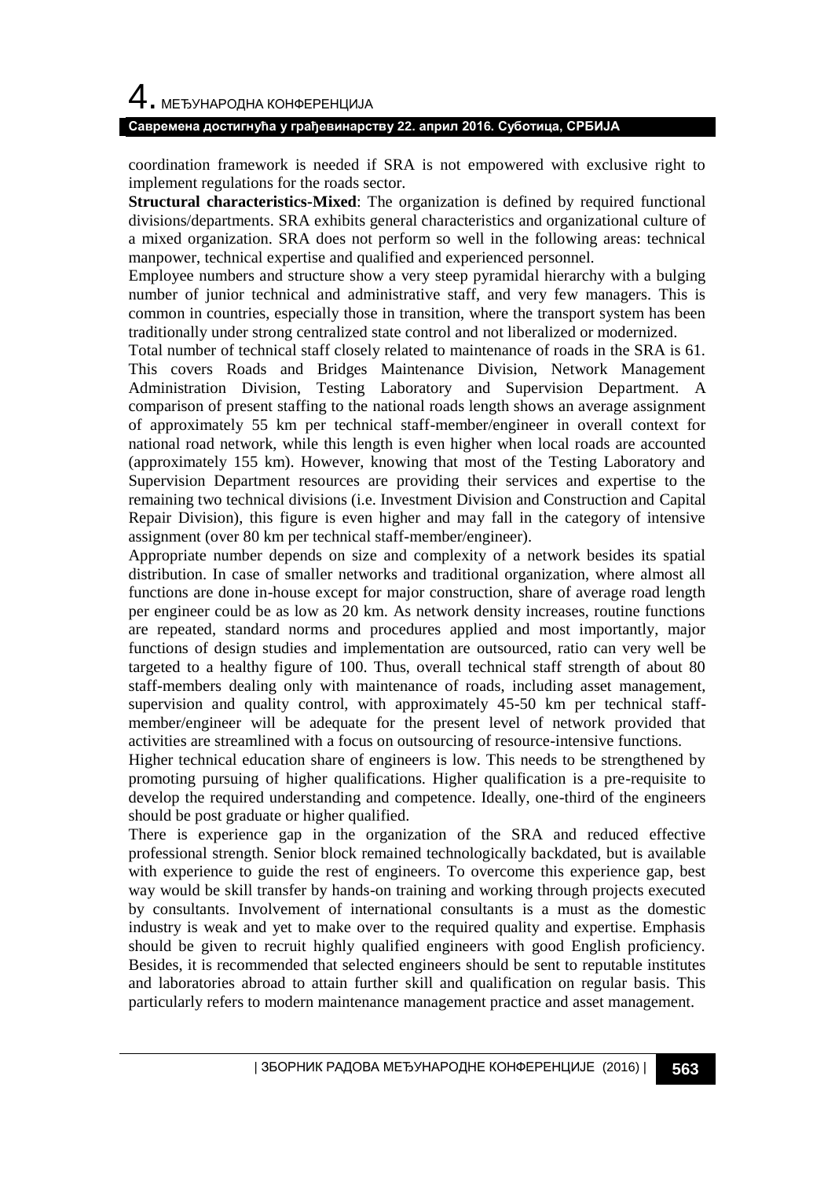coordination framework is needed if SRA is not empowered with exclusive right to implement regulations for the roads sector.

**Structural characteristics-Mixed**: The organization is defined by required functional divisions/departments. SRA exhibits general characteristics and organizational culture of a mixed organization. SRA does not perform so well in the following areas: technical manpower, technical expertise and qualified and experienced personnel.

Employee numbers and structure show a very steep pyramidal hierarchy with a bulging number of junior technical and administrative staff, and very few managers. This is common in countries, especially those in transition, where the transport system has been traditionally under strong centralized state control and not liberalized or modernized.

Total number of technical staff closely related to maintenance of roads in the SRA is 61. This covers Roads and Bridges Maintenance Division, Network Management Administration Division, Testing Laboratory and Supervision Department. A comparison of present staffing to the national roads length shows an average assignment of approximately 55 km per technical staff-member/engineer in overall context for national road network, while this length is even higher when local roads are accounted (approximately 155 km). However, knowing that most of the Testing Laboratory and Supervision Department resources are providing their services and expertise to the remaining two technical divisions (i.e. Investment Division and Construction and Capital Repair Division), this figure is even higher and may fall in the category of intensive assignment (over 80 km per technical staff-member/engineer).

Appropriate number depends on size and complexity of a network besides its spatial distribution. In case of smaller networks and traditional organization, where almost all functions are done in-house except for major construction, share of average road length per engineer could be as low as 20 km. As network density increases, routine functions are repeated, standard norms and procedures applied and most importantly, major functions of design studies and implementation are outsourced, ratio can very well be targeted to a healthy figure of 100. Thus, overall technical staff strength of about 80 staff-members dealing only with maintenance of roads, including asset management, supervision and quality control, with approximately 45-50 km per technical staff-member/engineer will be adequate for the present level of network provided that activities are streamlined with a focus on outsourcing of resource-intensive functions.

Higher technical education share of engineers is low. This needs to be strengthened by promoting pursuing of higher qualifications. Higher qualification is a pre-requisite to develop the required understanding and competence. Ideally, one-third of the engineers should be post graduate or higher qualified.

There is experience gap in the organization of the SRA and reduced effective professional strength. Senior block remained technologically backdated, but is available with experience to guide the rest of engineers. To overcome this experience gap, best way would be skill transfer by hands-on training and working through projects executed by consultants. Involvement of international consultants is a must as the domestic industry is weak and yet to make over to the required quality and expertise. Emphasis should be given to recruit highly qualified engineers with good English proficiency. Besides, it is recommended that selected engineers should be sent to reputable institutes and laboratories abroad to attain further skill and qualification on regular basis. This particularly refers to modern maintenance management practice and asset management.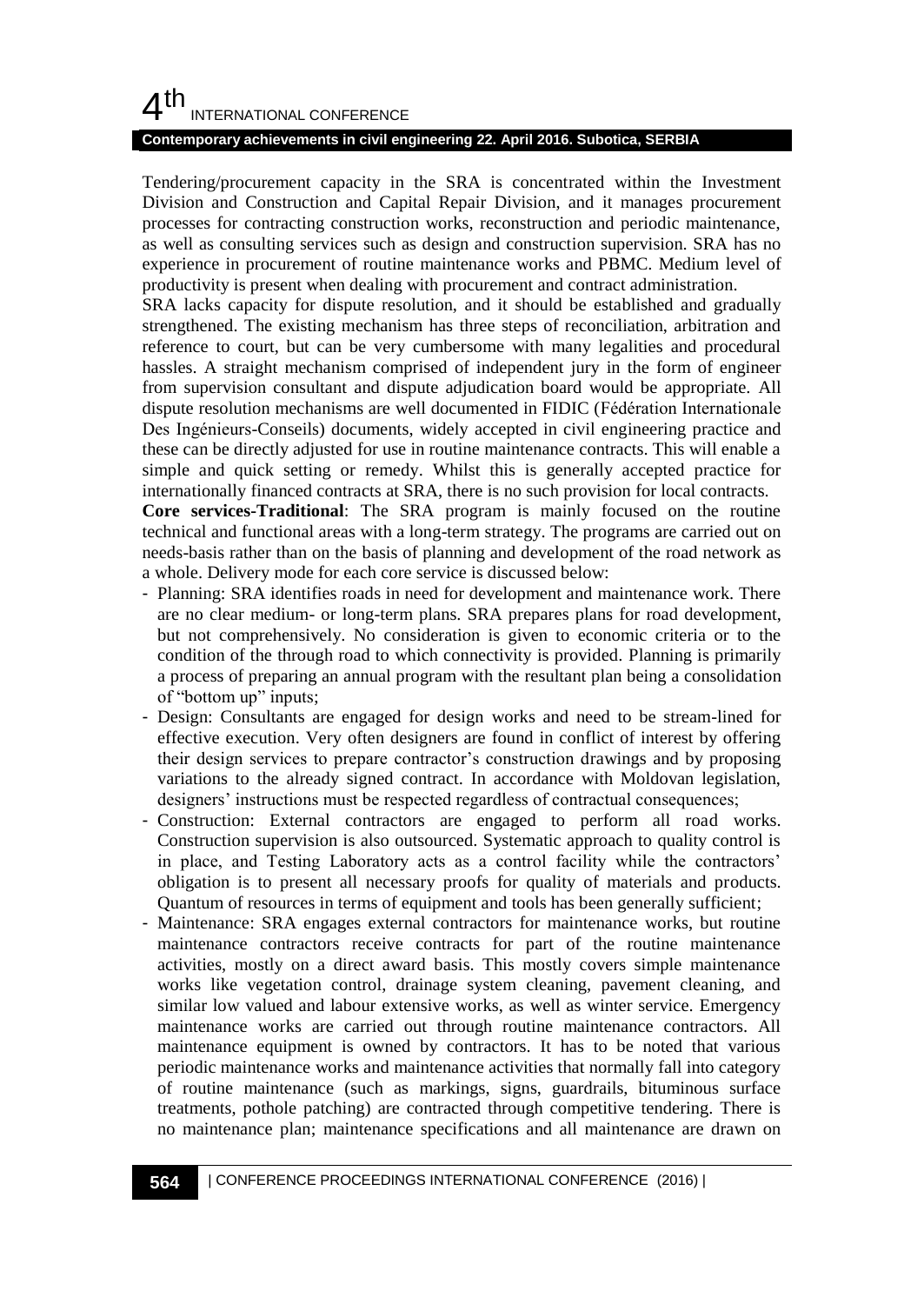Tendering/procurement capacity in the SRA is concentrated within the Investment Division and Construction and Capital Repair Division, and it manages procurement processes for contracting construction works, reconstruction and periodic maintenance, as well as consulting services such as design and construction supervision. SRA has no experience in procurement of routine maintenance works and PBMC. Medium level of productivity is present when dealing with procurement and contract administration.

SRA lacks capacity for dispute resolution, and it should be established and gradually strengthened. The existing mechanism has three steps of reconciliation, arbitration and reference to court, but can be very cumbersome with many legalities and procedural hassles. A straight mechanism comprised of independent jury in the form of engineer from supervision consultant and dispute adjudication board would be appropriate. All dispute resolution mechanisms are well documented in FIDIC (Fédération Internationale Des Ingénieurs-Conseils) documents, widely accepted in civil engineering practice and these can be directly adjusted for use in routine maintenance contracts. This will enable a simple and quick setting or remedy. Whilst this is generally accepted practice for internationally financed contracts at SRA, there is no such provision for local contracts.

**Core services-Traditional**: The SRA program is mainly focused on the routine technical and functional areas with a long-term strategy. The programs are carried out on needs-basis rather than on the basis of planning and development of the road network as a whole. Delivery mode for each core service is discussed below:

- Planning: SRA identifies roads in need for development and maintenance work. There are no clear medium- or long-term plans. SRA prepares plans for road development, but not comprehensively. No consideration is given to economic criteria or to the condition of the through road to which connectivity is provided. Planning is primarily a process of preparing an annual program with the resultant plan being a consolidation of "bottom up" inputs;
- Design: Consultants are engaged for design works and need to be stream-lined for effective execution. Very often designers are found in conflict of interest by offering their design services to prepare contractor's construction drawings and by proposing variations to the already signed contract. In accordance with Moldovan legislation, designers' instructions must be respected regardless of contractual consequences;
- Construction: External contractors are engaged to perform all road works. Construction supervision is also outsourced. Systematic approach to quality control is in place, and Testing Laboratory acts as a control facility while the contractors' obligation is to present all necessary proofs for quality of materials and products. Quantum of resources in terms of equipment and tools has been generally sufficient;
- Maintenance: SRA engages external contractors for maintenance works, but routine maintenance contractors receive contracts for part of the routine maintenance activities, mostly on a direct award basis. This mostly covers simple maintenance works like vegetation control, drainage system cleaning, pavement cleaning, and similar low valued and labour extensive works, as well as winter service. Emergency maintenance works are carried out through routine maintenance contractors. All maintenance equipment is owned by contractors. It has to be noted that various periodic maintenance works and maintenance activities that normally fall into category of routine maintenance (such as markings, signs, guardrails, bituminous surface treatments, pothole patching) are contracted through competitive tendering. There is no maintenance plan; maintenance specifications and all maintenance are drawn on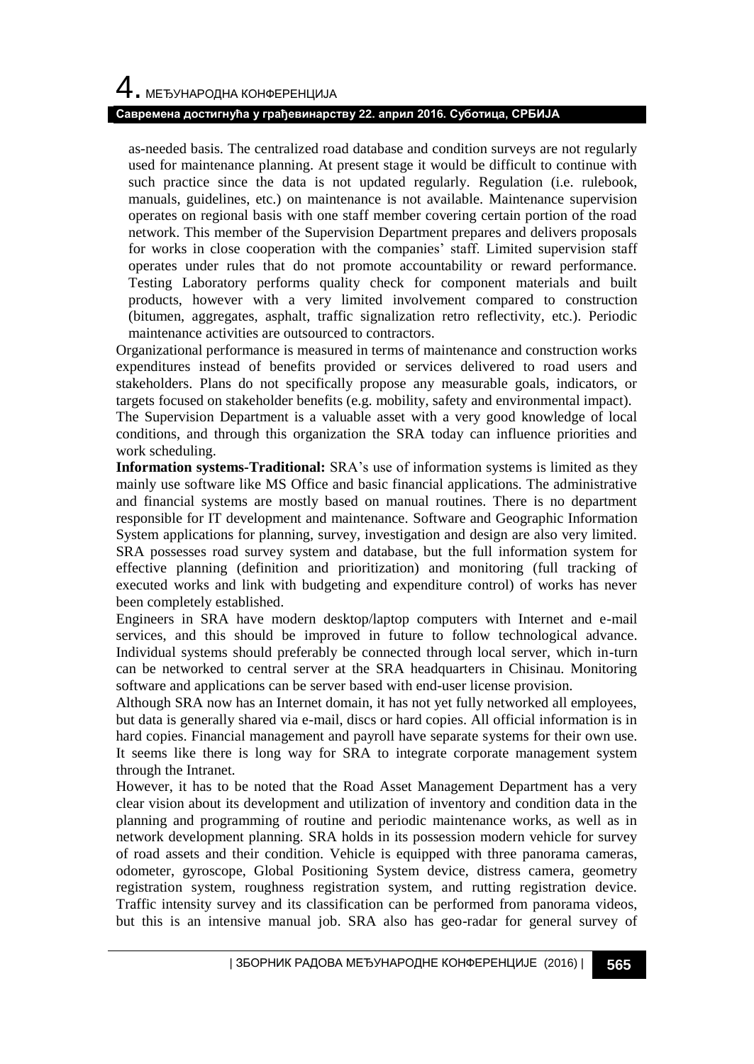as-needed basis. The centralized road database and condition surveys are not regularly used for maintenance planning. At present stage it would be difficult to continue with such practice since the data is not updated regularly. Regulation (i.e. rulebook, manuals, guidelines, etc.) on maintenance is not available. Maintenance supervision operates on regional basis with one staff member covering certain portion of the road network. This member of the Supervision Department prepares and delivers proposals for works in close cooperation with the companies' staff. Limited supervision staff operates under rules that do not promote accountability or reward performance. Testing Laboratory performs quality check for component materials and built products, however with a very limited involvement compared to construction (bitumen, aggregates, asphalt, traffic signalization retro reflectivity, etc.). Periodic maintenance activities are outsourced to contractors.

Organizational performance is measured in terms of maintenance and construction works expenditures instead of benefits provided or services delivered to road users and stakeholders. Plans do not specifically propose any measurable goals, indicators, or targets focused on stakeholder benefits (e.g. mobility, safety and environmental impact).

The Supervision Department is a valuable asset with a very good knowledge of local conditions, and through this organization the SRA today can influence priorities and work scheduling.

**Information systems-Traditional:** SRA's use of information systems is limited as they mainly use software like MS Office and basic financial applications. The administrative and financial systems are mostly based on manual routines. There is no department responsible for IT development and maintenance. Software and Geographic Information System applications for planning, survey, investigation and design are also very limited. SRA possesses road survey system and database, but the full information system for effective planning (definition and prioritization) and monitoring (full tracking of executed works and link with budgeting and expenditure control) of works has never been completely established.

Engineers in SRA have modern desktop/laptop computers with Internet and e-mail services, and this should be improved in future to follow technological advance. Individual systems should preferably be connected through local server, which in-turn can be networked to central server at the SRA headquarters in Chisinau. Monitoring software and applications can be server based with end-user license provision.

Although SRA now has an Internet domain, it has not yet fully networked all employees, but data is generally shared via e-mail, discs or hard copies. All official information is in hard copies. Financial management and payroll have separate systems for their own use. It seems like there is long way for SRA to integrate corporate management system through the Intranet.

However, it has to be noted that the Road Asset Management Department has a very clear vision about its development and utilization of inventory and condition data in the planning and programming of routine and periodic maintenance works, as well as in network development planning. SRA holds in its possession modern vehicle for survey of road assets and their condition. Vehicle is equipped with three panorama cameras, odometer, gyroscope, Global Positioning System device, distress camera, geometry registration system, roughness registration system, and rutting registration device. Traffic intensity survey and its classification can be performed from panorama videos, but this is an intensive manual job. SRA also has geo-radar for general survey of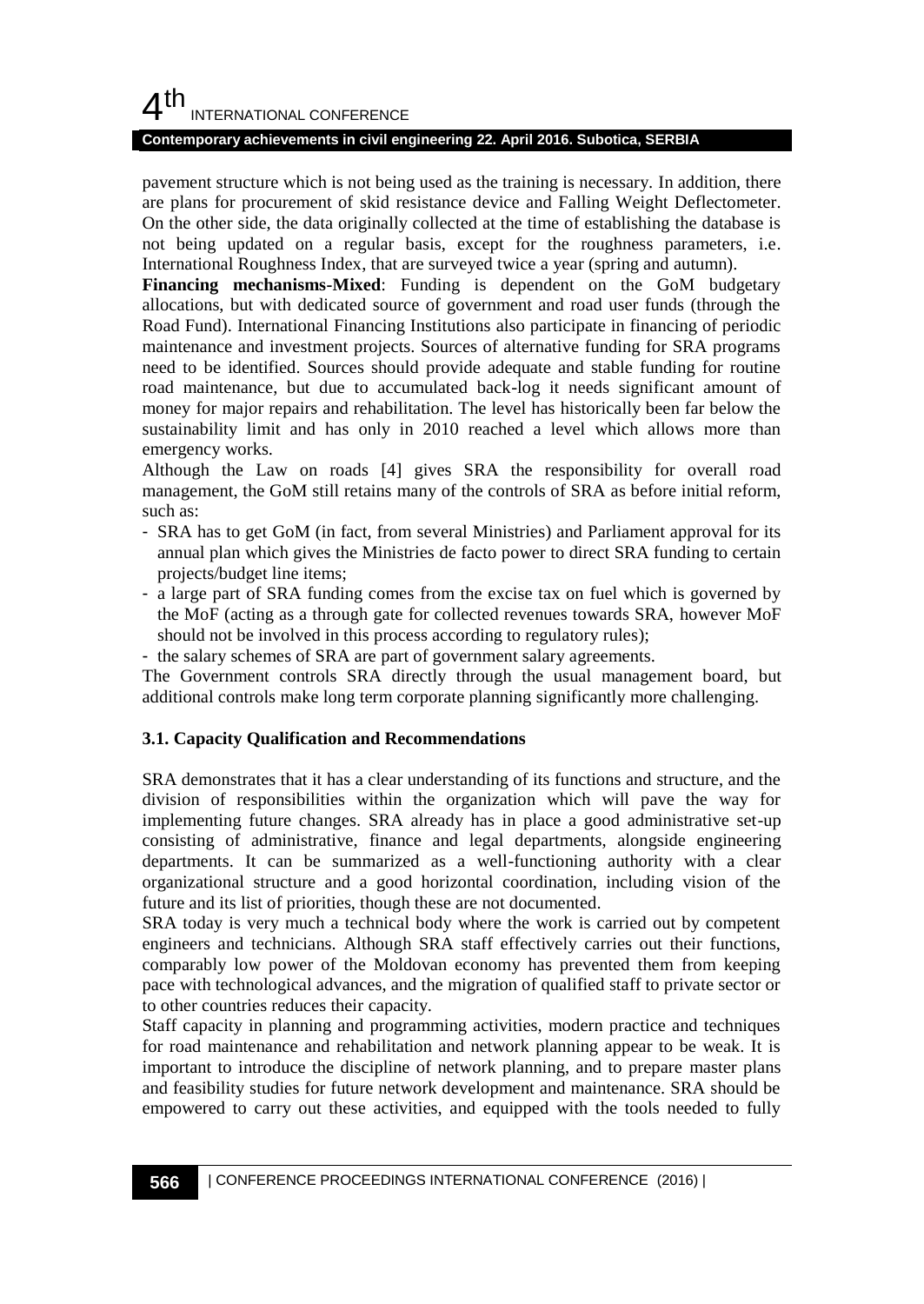pavement structure which is not being used as the training is necessary. In addition, there are plans for procurement of skid resistance device and Falling Weight Deflectometer. On the other side, the data originally collected at the time of establishing the database is not being updated on a regular basis, except for the roughness parameters, i.e. International Roughness Index, that are surveyed twice a year (spring and autumn).

**Financing mechanisms-Mixed**: Funding is dependent on the GoM budgetary allocations, but with dedicated source of government and road user funds (through the Road Fund). International Financing Institutions also participate in financing of periodic maintenance and investment projects. Sources of alternative funding for SRA programs need to be identified. Sources should provide adequate and stable funding for routine road maintenance, but due to accumulated back-log it needs significant amount of money for major repairs and rehabilitation. The level has historically been far below the sustainability limit and has only in 2010 reached a level which allows more than emergency works.

Although the Law on roads [4] gives SRA the responsibility for overall road management, the GoM still retains many of the controls of SRA as before initial reform, such as:

- SRA has to get GoM (in fact, from several Ministries) and Parliament approval for its annual plan which gives the Ministries de facto power to direct SRA funding to certain projects/budget line items;
- a large part of SRA funding comes from the excise tax on fuel which is governed by the MoF (acting as a through gate for collected revenues towards SRA, however MoF should not be involved in this process according to regulatory rules);
- the salary schemes of SRA are part of government salary agreements.

The Government controls SRA directly through the usual management board, but additional controls make long term corporate planning significantly more challenging.

### 3.1. Capacity Qualification and Recommendations

SRA demonstrates that it has a clear understanding of its functions and structure, and the division of responsibilities within the organization which will pave the way for implementing future changes. SRA already has in place a good administrative set-up consisting of administrative, finance and legal departments, alongside engineering departments. It can be summarized as a well-functioning authority with a clear organizational structure and a good horizontal coordination, including vision of the future and its list of priorities, though these are not documented.

SRA today is very much a technical body where the work is carried out by competent engineers and technicians. Although SRA staff effectively carries out their functions, comparably low power of the Moldovan economy has prevented them from keeping pace with technological advances, and the migration of qualified staff to private sector or to other countries reduces their capacity.

Staff capacity in planning and programming activities, modern practice and techniques for road maintenance and rehabilitation and network planning appear to be weak. It is important to introduce the discipline of network planning, and to prepare master plans and feasibility studies for future network development and maintenance. SRA should be empowered to carry out these activities, and equipped with the tools needed to fully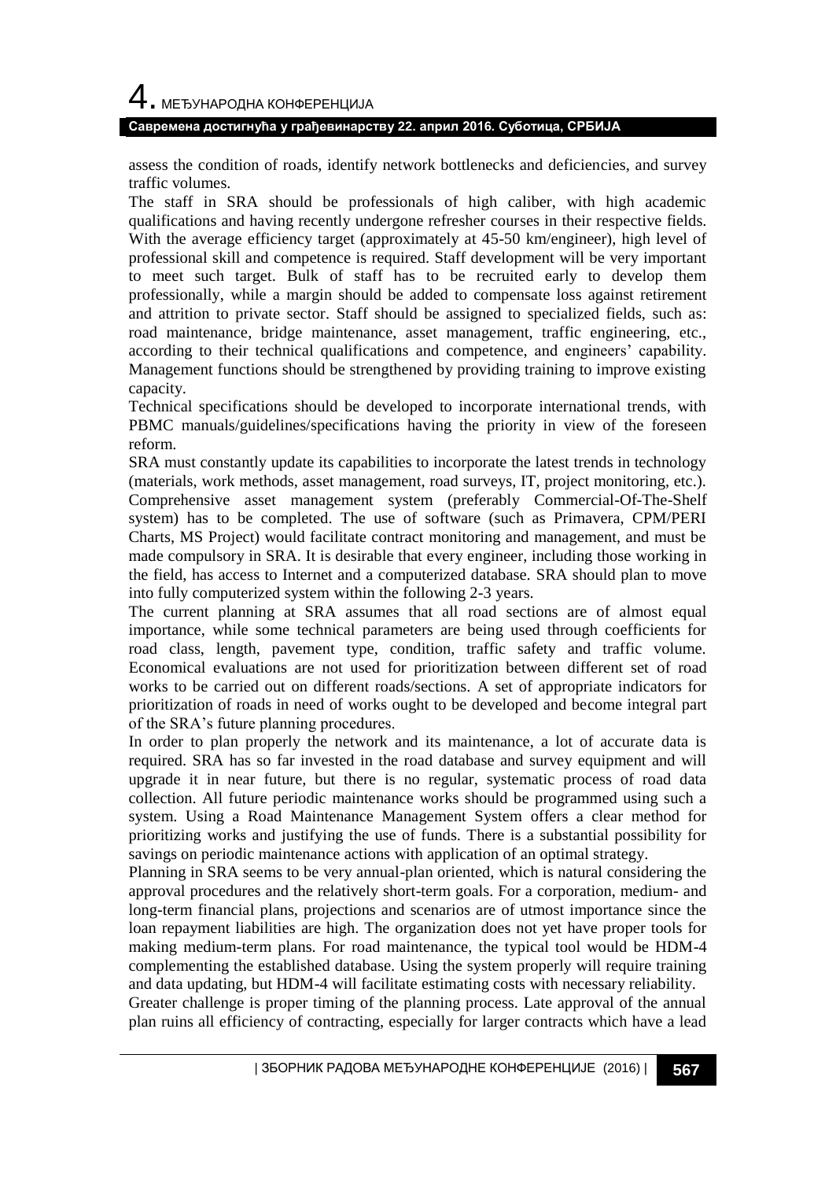assess the condition of roads, identify network bottlenecks and deficiencies, and survey traffic volumes.

The staff in SRA should be professionals of high caliber, with high academic qualifications and having recently undergone refresher courses in their respective fields. With the average efficiency target (approximately at 45-50 km/engineer), high level of professional skill and competence is required. Staff development will be very important to meet such target. Bulk of staff has to be recruited early to develop them professionally, while a margin should be added to compensate loss against retirement and attrition to private sector. Staff should be assigned to specialized fields, such as: road maintenance, bridge maintenance, asset management, traffic engineering, etc., according to their technical qualifications and competence, and engineers' capability. Management functions should be strengthened by providing training to improve existing capacity.

Technical specifications should be developed to incorporate international trends, with PBMC manuals/guidelines/specifications having the priority in view of the foreseen reform.

SRA must constantly update its capabilities to incorporate the latest trends in technology (materials, work methods, asset management, road surveys, IT, project monitoring, etc.). Comprehensive asset management system (preferably Commercial-Of-The-Shelf system) has to be completed. The use of software (such as Primavera, CPM/PERI Charts, MS Project) would facilitate contract monitoring and management, and must be made compulsory in SRA. It is desirable that every engineer, including those working in the field, has access to Internet and a computerized database. SRA should plan to move into fully computerized system within the following 2-3 years.

The current planning at SRA assumes that all road sections are of almost equal importance, while some technical parameters are being used through coefficients for road class, length, pavement type, condition, traffic safety and traffic volume. Economical evaluations are not used for prioritization between different set of road works to be carried out on different roads/sections. A set of appropriate indicators for prioritization of roads in need of works ought to be developed and become integral part of the SRA's future planning procedures.

In order to plan properly the network and its maintenance, a lot of accurate data is required. SRA has so far invested in the road database and survey equipment and will upgrade it in near future, but there is no regular, systematic process of road data collection. All future periodic maintenance works should be programmed using such a system. Using a Road Maintenance Management System offers a clear method for prioritizing works and justifying the use of funds. There is a substantial possibility for savings on periodic maintenance actions with application of an optimal strategy.

Planning in SRA seems to be very annual-plan oriented, which is natural considering the approval procedures and the relatively short-term goals. For a corporation, medium- and long-term financial plans, projections and scenarios are of utmost importance since the loan repayment liabilities are high. The organization does not yet have proper tools for making medium-term plans. For road maintenance, the typical tool would be HDM-4 complementing the established database. Using the system properly will require training and data updating, but HDM-4 will facilitate estimating costs with necessary reliability.

Greater challenge is proper timing of the planning process. Late approval of the annual plan ruins all efficiency of contracting, especially for larger contracts which have a lead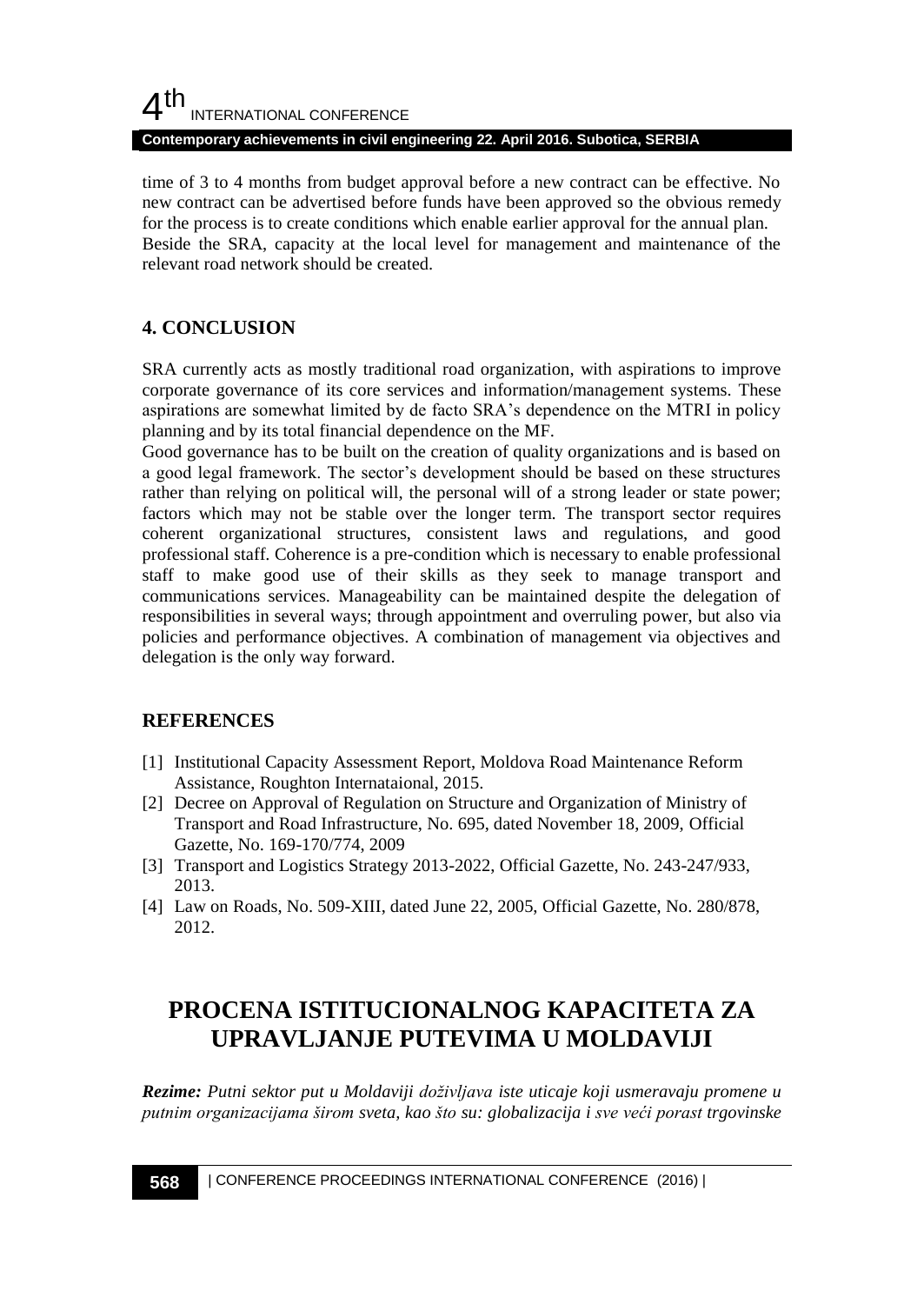time of 3 to 4 months from budget approval before a new contract can be effective. No new contract can be advertised before funds have been approved so the obvious remedy for the process is to create conditions which enable earlier approval for the annual plan.
Beside the SRA, capacity at the local level for management and maintenance of the relevant road network should be created.

## 4. CONCLUSION

SRA currently acts as mostly traditional road organization, with aspirations to improve corporate governance of its core services and information/management systems. These aspirations are somewhat limited by de facto SRA's dependence on the MTRI in policy planning and by its total financial dependence on the MF.
Good governance has to be built on the creation of quality organizations and is based on a good legal framework. The sector's development should be based on these structures rather than relying on political will, the personal will of a strong leader or state power; factors which may not be stable over the longer term. The transport sector requires coherent organizational structures, consistent laws and regulations, and good professional staff. Coherence is a pre-condition which is necessary to enable professional staff to make good use of their skills as they seek to manage transport and communications services. Manageability can be maintained despite the delegation of responsibilities in several ways; through appointment and overruling power, but also via policies and performance objectives. A combination of management via objectives and delegation is the only way forward.

## REFERENCES

[1] Institutional Capacity Assessment Report, Moldova Road Maintenance Reform Assistance, Roughton Internataional, 2015.
[2] Decree on Approval of Regulation on Structure and Organization of Ministry of Transport and Road Infrastructure, No. 695, dated November 18, 2009, Official Gazette, No. 169-170/774, 2009
[3] Transport and Logistics Strategy 2013-2022, Official Gazette, No. 243-247/933, 2013.
[4] Law on Roads, No. 509-XIII, dated June 22, 2005, Official Gazette, No. 280/878, 2012.

# PROCENA ISTITUCIONALNOG KAPACITETA ZA UPRAVLJANJE PUTEVIMA U MOLDAVIJI

***Rezime:*** *Putni sektor put u Moldaviji doživljava iste uticaje koji usmeravaju promene u putnim organizacijama širom sveta, kao što su: globalizacija i sve veći porast trgovinske*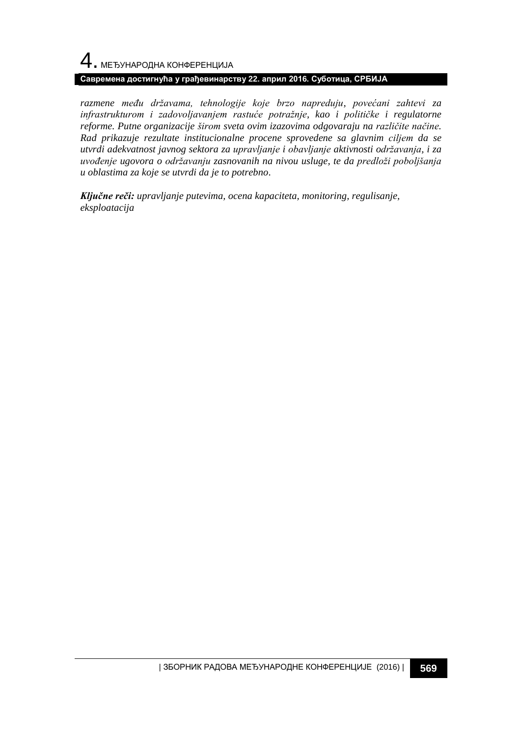*razmene među državama, tehnologije koje brzo napreduju, povećani zahtevi za infrastrukturom i zadovoljavanjem rastuće potražnje, kao i političke i regulatorne reforme. Putne organizacije širom sveta ovim izazovima odgovaraju na različite načine. Rad prikazuje rezultate institucionalne procene sprovedene sa glavnim ciljem da se utvrdi adekvatnost javnog sektora za upravljanje i obavljanje aktivnosti održavanja, i za uvođenje ugovora o održavanju zasnovanih na nivou usluge, te da predloži poboljšanja u oblastima za koje se utvrdi da je to potrebno.*

***Ključne reči:*** *upravljanje putevima, ocena kapaciteta, monitoring, regulisanje, eksploatacija*